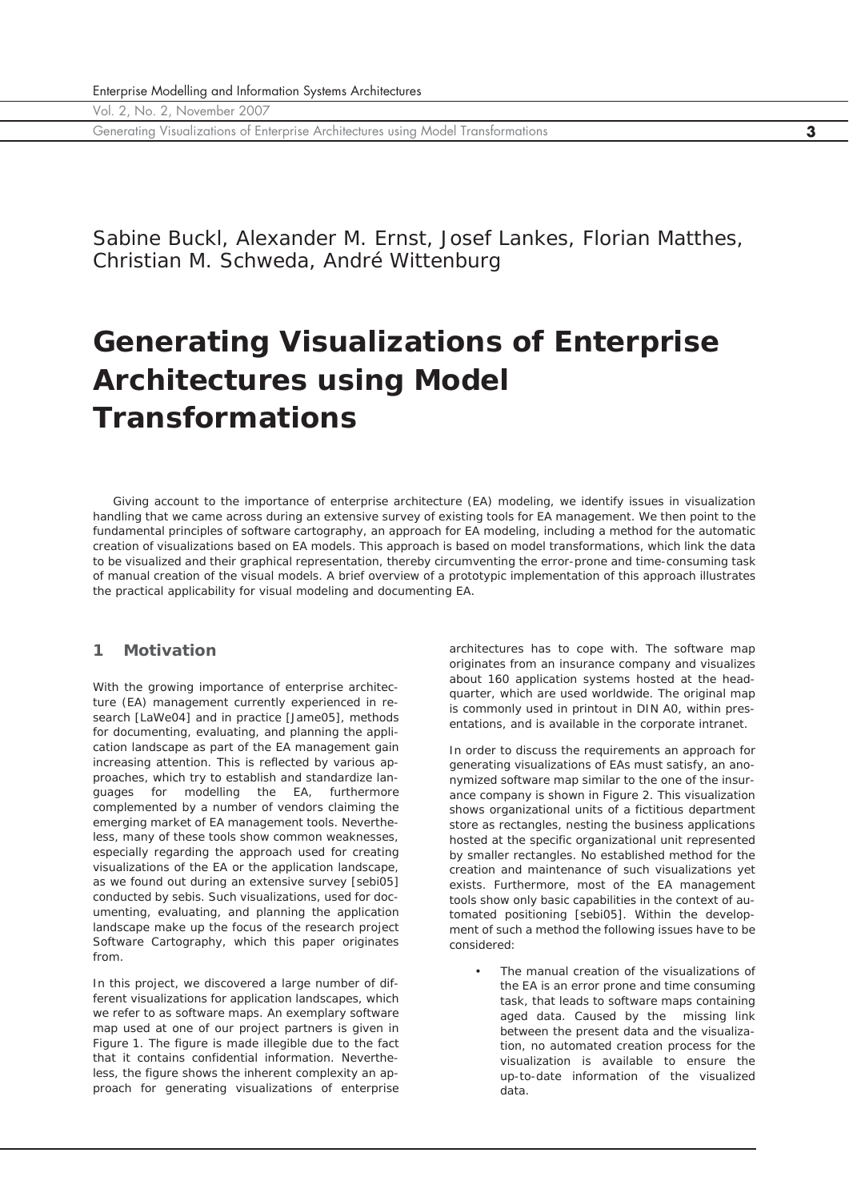Sabine Buckl, Alexander M. Ernst, Josef Lankes, Florian Matthes, Christian M. Schweda, André Wittenburg

# Generating Visualizations of Enterprise Architectures using Model Transformations

Giving account to the importance of enterprise architecture (EA) modeling, we identify issues in visualization handling that we came across during an extensive survey of existing tools for EA management. We then point to the fundamental principles of software cartography, an approach for EA modeling, including a method for the automatic creation of visualizations based on EA models. This approach is based on model transformations, which link the data to be visualized and their graphical representation, thereby circumventing the error-prone and time-consuming task of manual creation of the visual models. A brief overview of a prototypic implementation of this approach illustrates the practical applicability for visual modeling and documenting EA.

## 1 Motivation

With the growing importance of enterprise architecture (EA) management currently experienced in research [LaWe04] and in practice [Jame05], methods for documenting, evaluating, and planning the application landscape as part of the EA management gain increasing attention. This is reflected by various approaches, which try to establish and standardize languages for modelling the EA, furthermore complemented by a number of vendors claiming the emerging market of EA management tools. Nevertheless, many of these tools show common weaknesses, especially regarding the approach used for creating visualizations of the EA or the application landscape, as we found out during an extensive survey [sebi05] conducted by sebis. Such visualizations, used for documenting, evaluating, and planning the application landscape make up the focus of the research project Software Cartography, which this paper originates from.

In this project, we discovered a large number of different visualizations for application landscapes, which we refer to as software maps. An exemplary software map used at one of our project partners is given in Figure 1. The figure is made illegible due to the fact that it contains confidential information. Nevertheless, the figure shows the inherent complexity an approach for generating visualizations of enterprise architectures has to cope with. The software map originates from an insurance company and visualizes about 160 application systems hosted at the headquarter, which are used worldwide. The original map is commonly used in printout in DIN A0, within presentations, and is available in the corporate intranet.

In order to discuss the requirements an approach for generating visualizations of EAs must satisfy, an anonymized software map similar to the one of the insurance company is shown in Figure 2. This visualization shows organizational units of a fictitious department store as rectangles, nesting the business applications hosted at the specific organizational unit represented by smaller rectangles. No established method for the creation and maintenance of such visualizations yet exists. Furthermore, most of the EA management tools show only basic capabilities in the context of automated positioning [sebi05]. Within the development of such a method the following issues have to be considered:

- The manual creation of the visualizations of the EA is an error prone and time consuming task, that leads to software maps containing aged data. Caused by the missing link between the present data and the visualization, no automated creation process for the visualization is available to ensure the up-to-date information of the visualized data.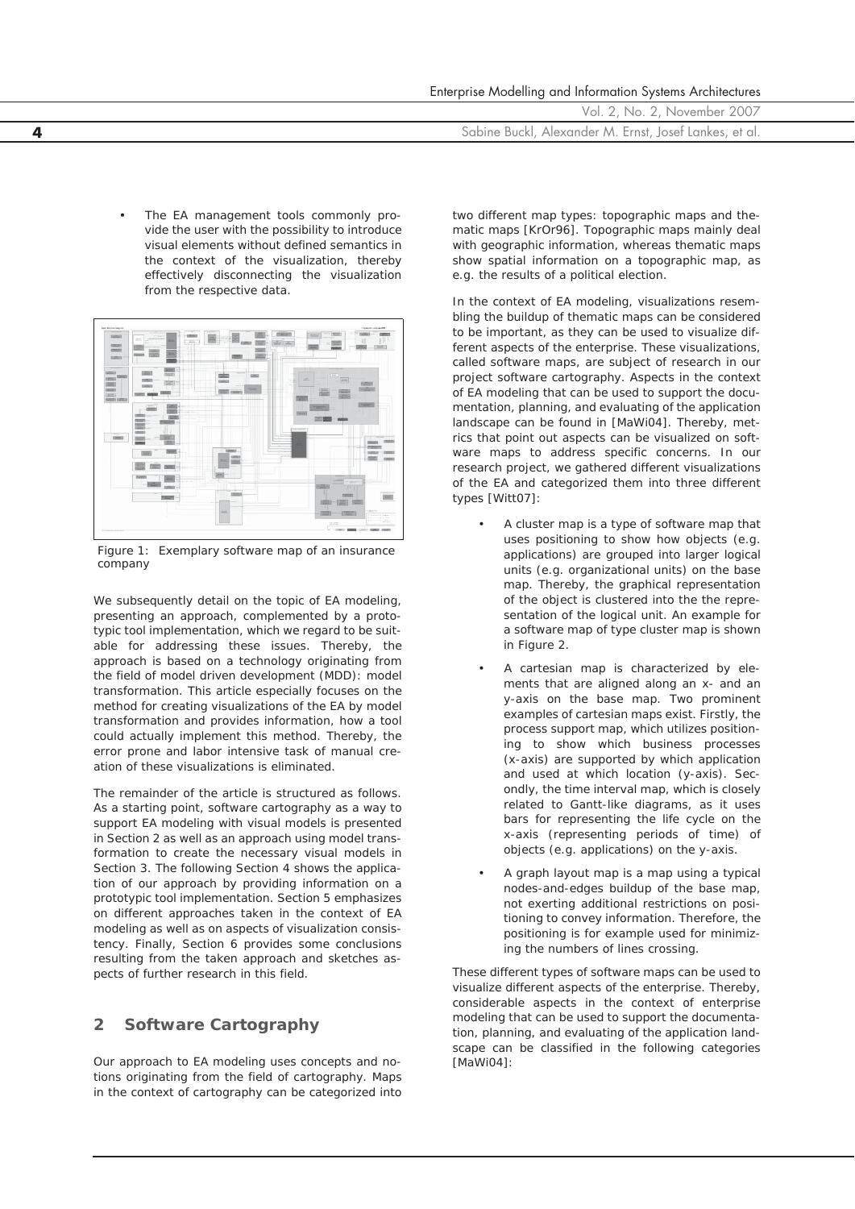- The EA management tools commonly provide the user with the possibility to introduce visual elements without defined semantics in the context of the visualization, thereby effectively disconnecting the visualization from the respective data.

Figure 1: Exemplary software map of an insurance company

We subsequently detail on the topic of EA modeling, presenting an approach, complemented by a prototypic tool implementation, which we regard to be suitable for addressing these issues. Thereby, the approach is based on a technology originating from the field of model driven development (MDD): model transformation. This article especially focuses on the method for creating visualizations of the EA by model transformation and provides information, how a tool could actually implement this method. Thereby, the error prone and labor intensive task of manual creation of these visualizations is eliminated.

The remainder of the article is structured as follows. As a starting point, software cartography as a way to support EA modeling with visual models is presented in Section 2 as well as an approach using model transformation to create the necessary visual models in Section 3. The following Section 4 shows the application of our approach by providing information on a prototypic tool implementation. Section 5 emphasizes on different approaches taken in the context of EA modeling as well as on aspects of visualization consistency. Finally, Section 6 provides some conclusions resulting from the taken approach and sketches aspects of further research in this field.

## 2 Software Cartography

Our approach to EA modeling uses concepts and notions originating from the field of cartography. Maps in the context of cartography can be categorized into two different map types: topographic maps and thematic maps [KrOr96]. Topographic maps mainly deal with geographic information, whereas thematic maps show spatial information on a topographic map, as e.g. the results of a political election.

In the context of EA modeling, visualizations resembling the buildup of thematic maps can be considered to be important, as they can be used to visualize different aspects of the enterprise. These visualizations, called software maps, are subject of research in our project software cartography. Aspects in the context of EA modeling that can be used to support the documentation, planning, and evaluating of the application landscape can be found in [MaWi04]. Thereby, metrics that point out aspects can be visualized on software maps to address specific concerns. In our research project, we gathered different visualizations of the EA and categorized them into three different types [Witt07]:

- A cluster map is a type of software map that uses positioning to show how objects (e.g. applications) are grouped into larger logical units (e.g. organizational units) on the base map. Thereby, the graphical representation of the object is clustered into the the representation of the logical unit. An example for a software map of type cluster map is shown in Figure 2.
- A cartesian map is characterized by elements that are aligned along an x- and an y-axis on the base map. Two prominent examples of cartesian maps exist. Firstly, the process support map, which utilizes positioning to show which business processes (x-axis) are supported by which application and used at which location (y-axis). Secondly, the time interval map, which is closely related to Gantt-like diagrams, as it uses bars for representing the life cycle on the x-axis (representing periods of time) of objects (e.g. applications) on the y-axis.
- A graph layout map is a map using a typical nodes-and-edges buildup of the base map, not exerting additional restrictions on positioning to convey information. Therefore, the positioning is for example used for minimizing the numbers of lines crossing.

These different types of software maps can be used to visualize different aspects of the enterprise. Thereby, considerable aspects in the context of enterprise modeling that can be used to support the documentation, planning, and evaluating of the application landscape can be classified in the following categories [MaWi04]: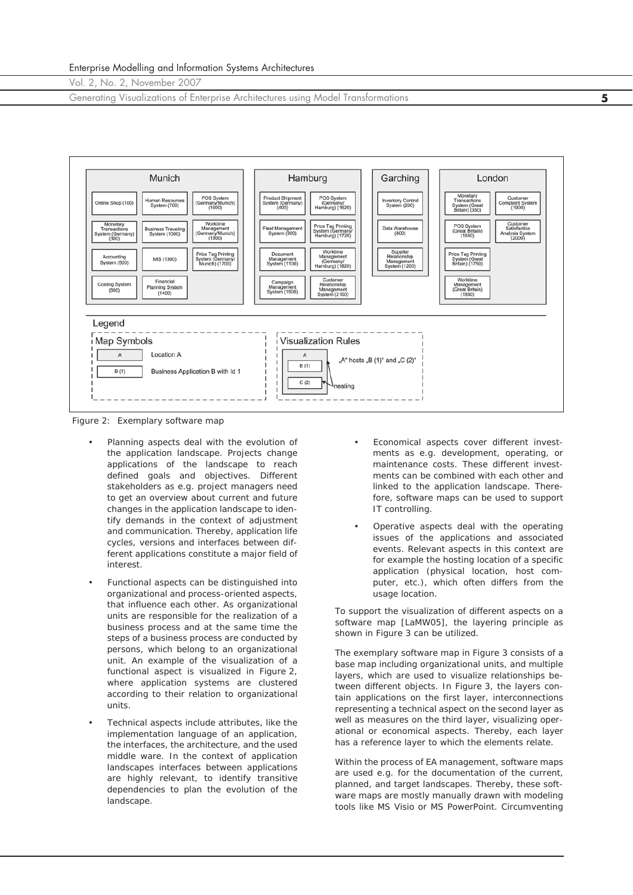Figure 2: Exemplary software map

- Planning aspects deal with the evolution of the application landscape. Projects change applications of the landscape to reach defined goals and objectives. Different stakeholders as e.g. project managers need to get an overview about current and future changes in the application landscape to identify demands in the context of adjustment and communication. Thereby, application life cycles, versions and interfaces between different applications constitute a major field of interest.
- Functional aspects can be distinguished into organizational and process-oriented aspects, that influence each other. As organizational units are responsible for the realization of a business process and at the same time the steps of a business process are conducted by persons, which belong to an organizational unit. An example of the visualization of a functional aspect is visualized in Figure 2, where application systems are clustered according to their relation to organizational units.
- Technical aspects include attributes, like the implementation language of an application, the interfaces, the architecture, and the used middle ware. In the context of application landscapes interfaces between applications are highly relevant, to identify transitive dependencies to plan the evolution of the landscape.
- Economical aspects cover different investments as e.g. development, operating, or maintenance costs. These different investments can be combined with each other and linked to the application landscape. Therefore, software maps can be used to support IT controlling.
- Operative aspects deal with the operating issues of the applications and associated events. Relevant aspects in this context are for example the hosting location of a specific application (physical location, host computer, etc.), which often differs from the usage location.

To support the visualization of different aspects on a software map [LaMW05], the layering principle as shown in Figure 3 can be utilized.

The exemplary software map in Figure 3 consists of a base map including organizational units, and multiple layers, which are used to visualize relationships between different objects. In Figure 3, the layers contain applications on the first layer, interconnections representing a technical aspect on the second layer as well as measures on the third layer, visualizing operational or economical aspects. Thereby, each layer has a reference layer to which the elements relate.

Within the process of EA management, software maps are used e.g. for the documentation of the current, planned, and target landscapes. Thereby, these software maps are mostly manually drawn with modeling tools like MS Visio or MS PowerPoint. Circumventing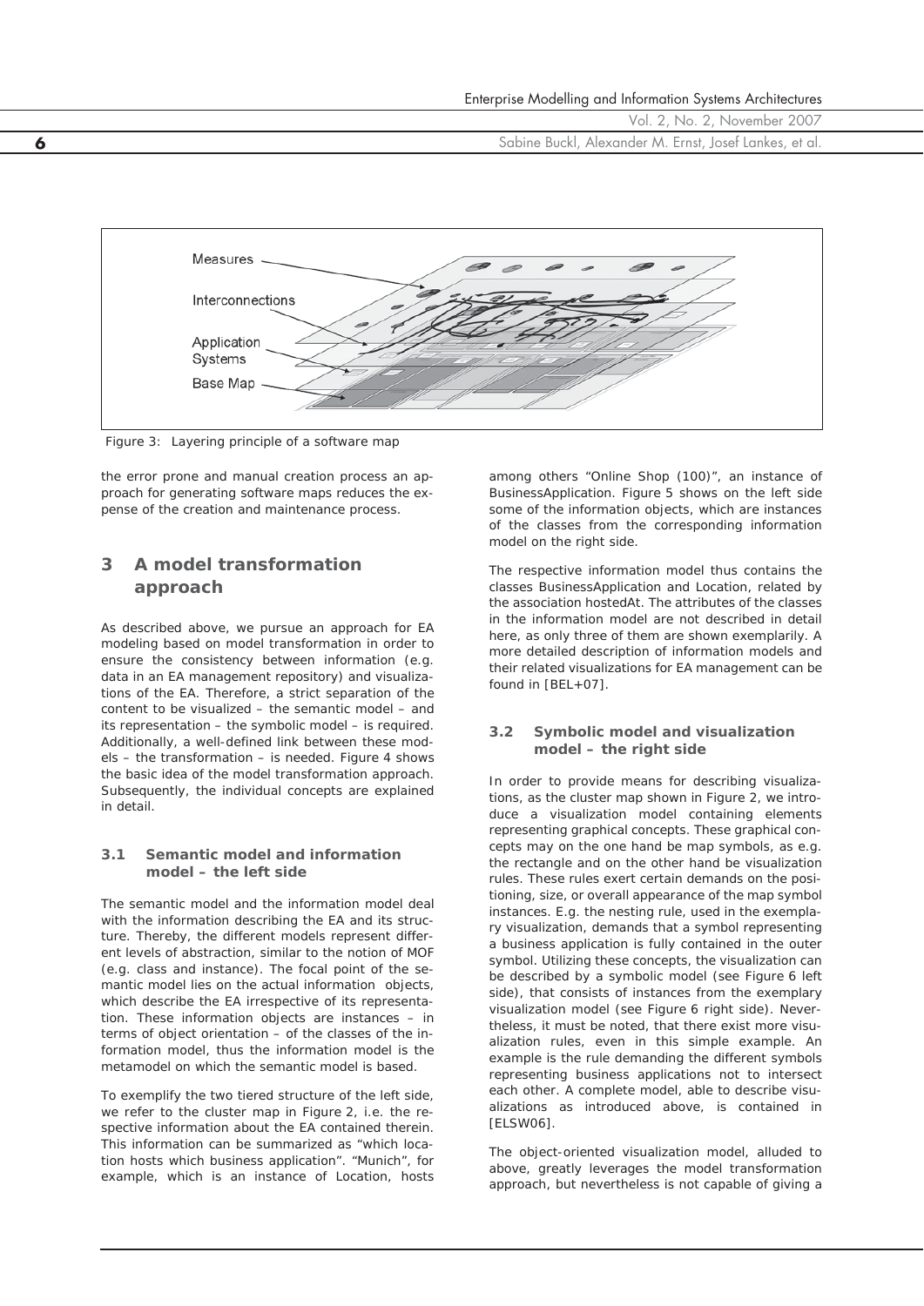Figure 3: Layering principle of a software map

the error prone and manual creation process an approach for generating software maps reduces the expense of the creation and maintenance process.

## 3 A model transformation approach

As described above, we pursue an approach for EA modeling based on model transformation in order to ensure the consistency between information (e.g. data in an EA management repository) and visualizations of the EA. Therefore, a strict separation of the content to be visualized – the semantic model – and its representation – the symbolic model – is required. Additionally, a well-defined link between these models – the transformation – is needed. Figure 4 shows the basic idea of the model transformation approach. Subsequently, the individual concepts are explained in detail.

### 3.1 Semantic model and information model – the left side

The semantic model and the information model deal with the information describing the EA and its structure. Thereby, the different models represent different levels of abstraction, similar to the notion of MOF (e.g. class and instance). The focal point of the semantic model lies on the actual information objects, which describe the EA irrespective of its representation. These information objects are instances – in terms of object orientation – of the classes of the information model, thus the information model is the metamodel on which the semantic model is based.

To exemplify the two tiered structure of the left side, we refer to the cluster map in Figure 2, i.e. the respective information about the EA contained therein. This information can be summarized as "which location hosts which business application". "Munich", for example, which is an instance of Location, hosts among others "Online Shop (100)", an instance of BusinessApplication. Figure 5 shows on the left side some of the information objects, which are instances of the classes from the corresponding information model on the right side.

The respective information model thus contains the classes BusinessApplication and Location, related by the association hostedAt. The attributes of the classes in the information model are not described in detail here, as only three of them are shown exemplarily. A more detailed description of information models and their related visualizations for EA management can be found in [BEL+07].

### 3.2 Symbolic model and visualization model – the right side

In order to provide means for describing visualizations, as the cluster map shown in Figure 2, we introduce a visualization model containing elements representing graphical concepts. These graphical concepts may on the one hand be map symbols, as e.g. the rectangle and on the other hand be visualization rules. These rules exert certain demands on the positioning, size, or overall appearance of the map symbol instances. E.g. the nesting rule, used in the exemplary visualization, demands that a symbol representing a business application is fully contained in the outer symbol. Utilizing these concepts, the visualization can be described by a symbolic model (see Figure 6 left side), that consists of instances from the exemplary visualization model (see Figure 6 right side). Nevertheless, it must be noted, that there exist more visualization rules, even in this simple example. An example is the rule demanding the different symbols representing business applications not to intersect each other. A complete model, able to describe visualizations as introduced above, is contained in [ELSW06].

The object-oriented visualization model, alluded to above, greatly leverages the model transformation approach, but nevertheless is not capable of giving a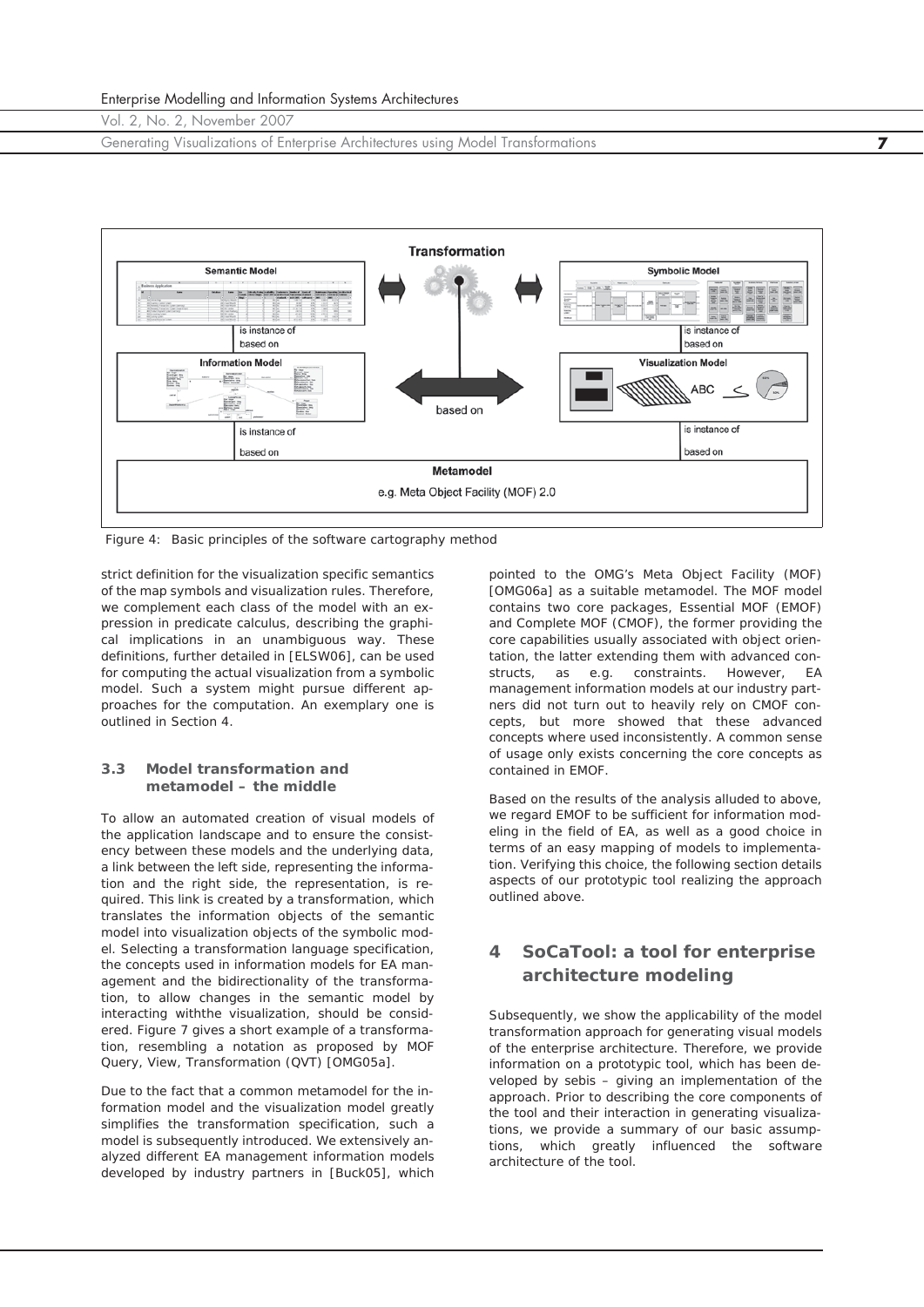Figure 4: Basic principles of the software cartography method

strict definition for the visualization specific semantics of the map symbols and visualization rules. Therefore, we complement each class of the model with an expression in predicate calculus, describing the graphical implications in an unambiguous way. These definitions, further detailed in [ELSW06], can be used for computing the actual visualization from a symbolic model. Such a system might pursue different approaches for the computation. An exemplary one is outlined in Section 4.

### 3.3 Model transformation and metamodel – the middle

To allow an automated creation of visual models of the application landscape and to ensure the consistency between these models and the underlying data, a link between the left side, representing the information and the right side, the representation, is required. This link is created by a transformation, which translates the information objects of the semantic model into visualization objects of the symbolic model. Selecting a transformation language specification, the concepts used in information models for EA management and the bidirectionality of the transformation, to allow changes in the semantic model by interacting withthe visualization, should be considered. Figure 7 gives a short example of a transformation, resembling a notation as proposed by MOF Query, View, Transformation (QVT) [OMG05a].

Due to the fact that a common metamodel for the information model and the visualization model greatly simplifies the transformation specification, such a model is subsequently introduced. We extensively analyzed different EA management information models developed by industry partners in [Buck05], which pointed to the OMG's Meta Object Facility (MOF) [OMG06a] as a suitable metamodel. The MOF model contains two core packages, Essential MOF (EMOF) and Complete MOF (CMOF), the former providing the core capabilities usually associated with object orientation, the latter extending them with advanced constructs, as e.g. constraints. However, EA management information models at our industry partners did not turn out to heavily rely on CMOF concepts, but more showed that these advanced concepts where used inconsistently. A common sense of usage only exists concerning the core concepts as contained in EMOF.

Based on the results of the analysis alluded to above, we regard EMOF to be sufficient for information modeling in the field of EA, as well as a good choice in terms of an easy mapping of models to implementation. Verifying this choice, the following section details aspects of our prototypic tool realizing the approach outlined above.

## 4 SoCaTool: a tool for enterprise architecture modeling

Subsequently, we show the applicability of the model transformation approach for generating visual models of the enterprise architecture. Therefore, we provide information on a prototypic tool, which has been developed by sebis – giving an implementation of the approach. Prior to describing the core components of the tool and their interaction in generating visualizations, we provide a summary of our basic assumptions, which greatly influenced the software architecture of the tool.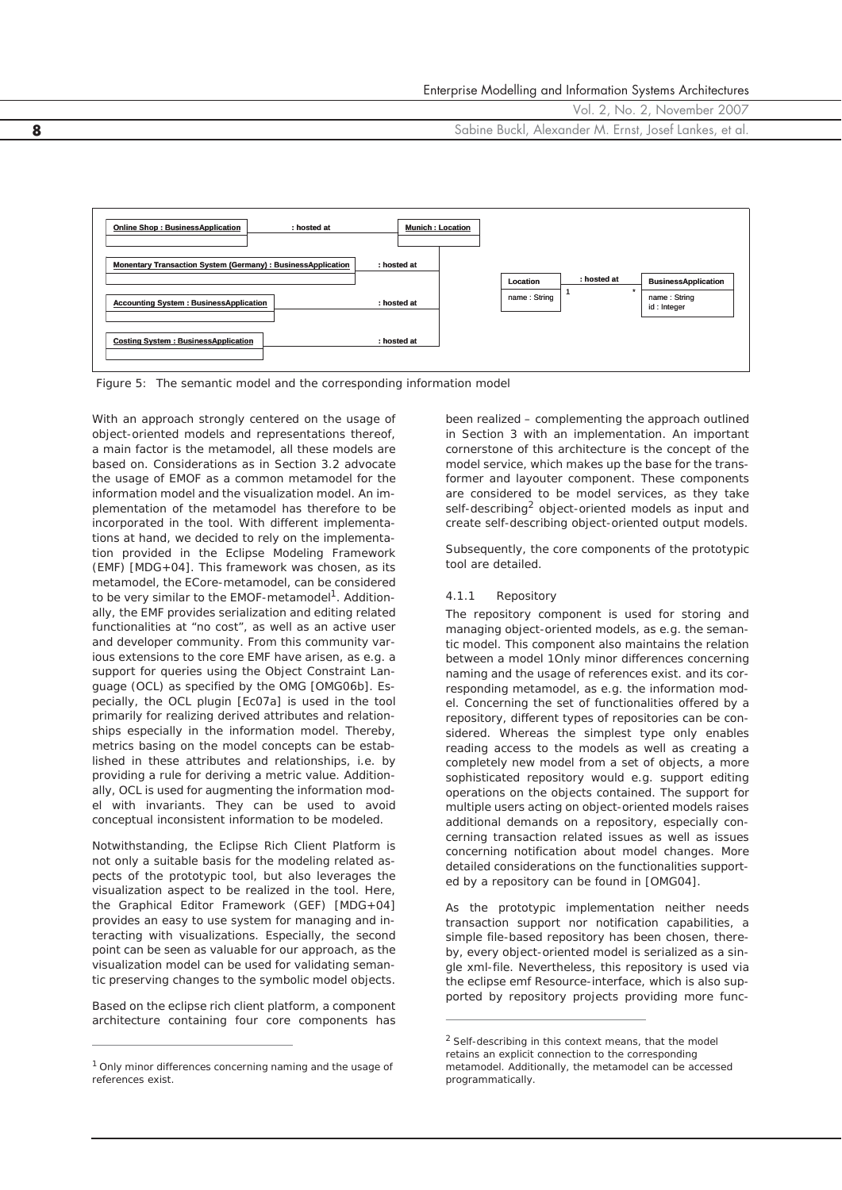Figure 5: The semantic model and the corresponding information model

With an approach strongly centered on the usage of object-oriented models and representations thereof, a main factor is the metamodel, all these models are based on. Considerations as in Section 3.2 advocate the usage of EMOF as a common metamodel for the information model and the visualization model. An implementation of the metamodel has therefore to be incorporated in the tool. With different implementations at hand, we decided to rely on the implementation provided in the Eclipse Modeling Framework (EMF) [MDG+04]. This framework was chosen, as its metamodel, the ECore-metamodel, can be considered to be very similar to the EMOF-metamodel[1]. Additionally, the EMF provides serialization and editing related functionalities at "no cost", as well as an active user and developer community. From this community various extensions to the core EMF have arisen, as e.g. a support for queries using the Object Constraint Language (OCL) as specified by the OMG [OMG06b]. Especially, the OCL plugin [Ec07a] is used in the tool primarily for realizing derived attributes and relationships especially in the information model. Thereby, metrics basing on the model concepts can be established in these attributes and relationships, i.e. by providing a rule for deriving a metric value. Additionally, OCL is used for augmenting the information model with invariants. They can be used to avoid conceptual inconsistent information to be modeled.

Notwithstanding, the Eclipse Rich Client Platform is not only a suitable basis for the modeling related aspects of the prototypic tool, but also leverages the visualization aspect to be realized in the tool. Here, the Graphical Editor Framework (GEF) [MDG+04] provides an easy to use system for managing and interacting with visualizations. Especially, the second point can be seen as valuable for our approach, as the visualization model can be used for validating semantic preserving changes to the symbolic model objects.

Based on the eclipse rich client platform, a component architecture containing four core components has been realized – complementing the approach outlined in Section 3 with an implementation. An important cornerstone of this architecture is the concept of the model service, which makes up the base for the transformer and layouter component. These components are considered to be model services, as they take self-describing[2] object-oriented models as input and create self-describing object-oriented output models.

Subsequently, the core components of the prototypic tool are detailed.

#### 4.1.1 Repository

The repository component is used for storing and managing object-oriented models, as e.g. the semantic model. This component also maintains the relation between a model 1Only minor differences concerning naming and the usage of references exist. and its corresponding metamodel, as e.g. the information model. Concerning the set of functionalities offered by a repository, different types of repositories can be considered. Whereas the simplest type only enables reading access to the models as well as creating a completely new model from a set of objects, a more sophisticated repository would e.g. support editing operations on the objects contained. The support for multiple users acting on object-oriented models raises additional demands on a repository, especially concerning transaction related issues as well as issues concerning notification about model changes. More detailed considerations on the functionalities supported by a repository can be found in [OMG04].

As the prototypic implementation neither needs transaction support nor notification capabilities, a simple file-based repository has been chosen, thereby, every object-oriented model is serialized as a single xml-file. Nevertheless, this repository is used via the eclipse emf Resource-interface, which is also supported by repository projects providing more func-

---

[1] Only minor differences concerning naming and the usage of references exist.

[2] Self-describing in this context means, that the model retains an explicit connection to the corresponding metamodel. Additionally, the metamodel can be accessed programmatically.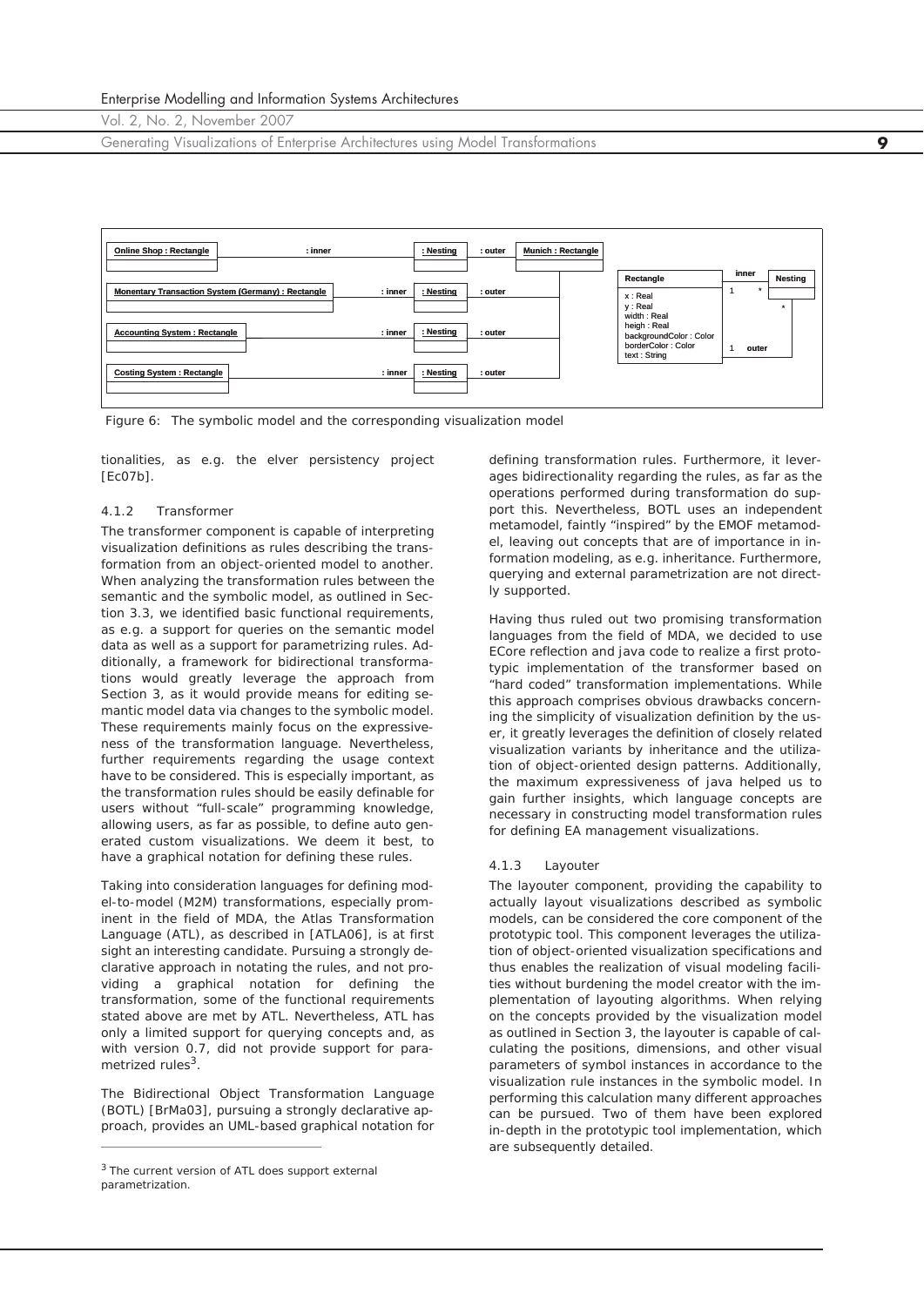Figure 6: The symbolic model and the corresponding visualization model

tionalities, as e.g. the elver persistency project [Ec07b].

#### 4.1.2 Transformer

The transformer component is capable of interpreting visualization definitions as rules describing the transformation from an object-oriented model to another. When analyzing the transformation rules between the semantic and the symbolic model, as outlined in Section 3.3, we identified basic functional requirements, as e.g. a support for queries on the semantic model data as well as a support for parametrizing rules. Additionally, a framework for bidirectional transformations would greatly leverage the approach from Section 3, as it would provide means for editing semantic model data via changes to the symbolic model. These requirements mainly focus on the expressiveness of the transformation language. Nevertheless, further requirements regarding the usage context have to be considered. This is especially important, as the transformation rules should be easily definable for users without "full-scale" programming knowledge, allowing users, as far as possible, to define auto generated custom visualizations. We deem it best, to have a graphical notation for defining these rules.

Taking into consideration languages for defining model-to-model (M2M) transformations, especially prominent in the field of MDA, the Atlas Transformation Language (ATL), as described in [ATLA06], is at first sight an interesting candidate. Pursuing a strongly declarative approach in notating the rules, and not providing a graphical notation for defining the transformation, some of the functional requirements stated above are met by ATL. Nevertheless, ATL has only a limited support for querying concepts and, as with version 0.7, did not provide support for parametrized rules[3].

The Bidirectional Object Transformation Language (BOTL) [BrMa03], pursuing a strongly declarative approach, provides an UML-based graphical notation for defining transformation rules. Furthermore, it leverages bidirectionality regarding the rules, as far as the operations performed during transformation do support this. Nevertheless, BOTL uses an independent metamodel, faintly "inspired" by the EMOF metamodel, leaving out concepts that are of importance in information modeling, as e.g. inheritance. Furthermore, querying and external parametrization are not directly supported.

Having thus ruled out two promising transformation languages from the field of MDA, we decided to use ECore reflection and java code to realize a first prototypic implementation of the transformer based on "hard coded" transformation implementations. While this approach comprises obvious drawbacks concerning the simplicity of visualization definition by the user, it greatly leverages the definition of closely related visualization variants by inheritance and the utilization of object-oriented design patterns. Additionally, the maximum expressiveness of java helped us to gain further insights, which language concepts are necessary in constructing model transformation rules for defining EA management visualizations.

#### 4.1.3 Layouter

The layouter component, providing the capability to actually layout visualizations described as symbolic models, can be considered the core component of the prototypic tool. This component leverages the utilization of object-oriented visualization specifications and thus enables the realization of visual modeling facilities without burdening the model creator with the implementation of layouting algorithms. When relying on the concepts provided by the visualization model as outlined in Section 3, the layouter is capable of calculating the positions, dimensions, and other visual parameters of symbol instances in accordance to the visualization rule instances in the symbolic model. In performing this calculation many different approaches can be pursued. Two of them have been explored in-depth in the prototypic tool implementation, which are subsequently detailed.

[3] The current version of ATL does support external parametrization.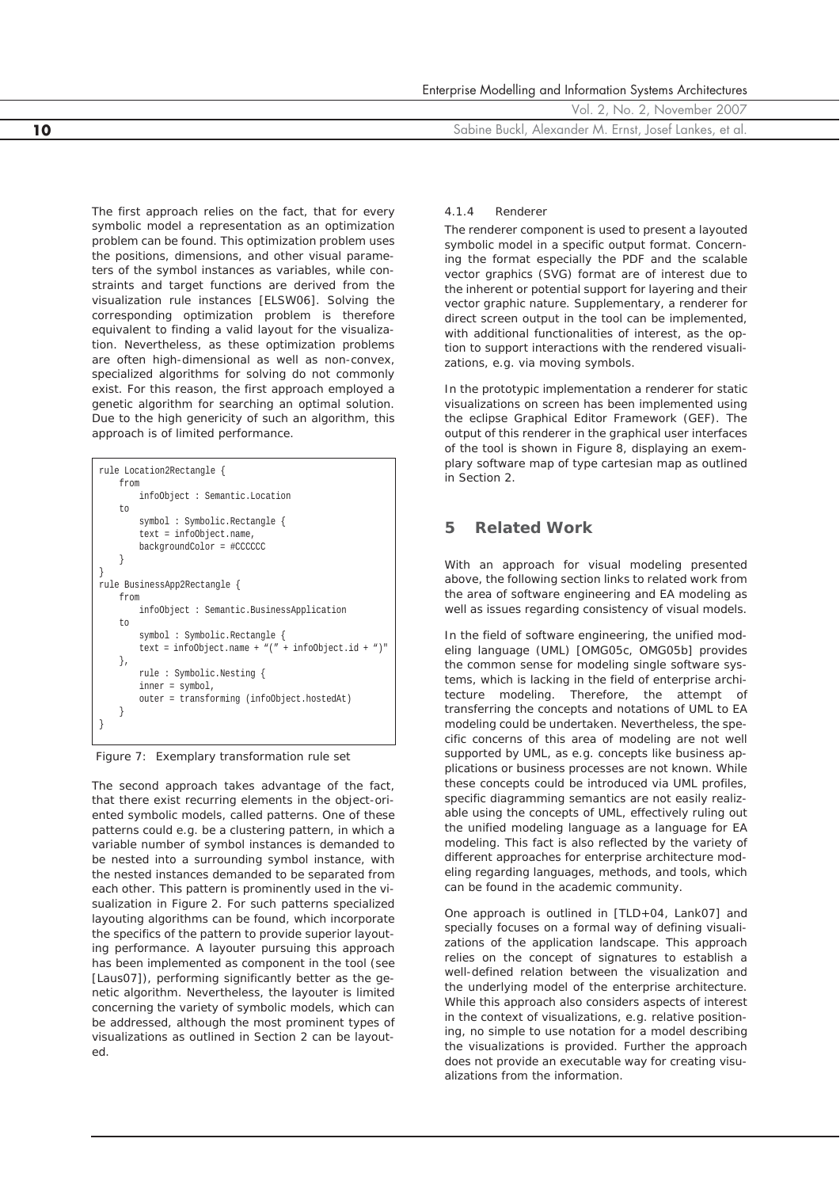The first approach relies on the fact, that for every symbolic model a representation as an optimization problem can be found. This optimization problem uses the positions, dimensions, and other visual parameters of the symbol instances as variables, while constraints and target functions are derived from the visualization rule instances [ELSW06]. Solving the corresponding optimization problem is therefore equivalent to finding a valid layout for the visualization. Nevertheless, as these optimization problems are often high-dimensional as well as non-convex, specialized algorithms for solving do not commonly exist. For this reason, the first approach employed a genetic algorithm for searching an optimal solution. Due to the high genericity of such an algorithm, this approach is of limited performance.

```
rule Location2Rectangle {
    from
        infoObject : Semantic.Location
    to
        symbol : Symbolic.Rectangle {
        text = infoObject.name,
        backgroundColor = #CCCCCC
    }
}
rule BusinessApp2Rectangle {
    from
        infoObject : Semantic.BusinessApplication
    to
        symbol : Symbolic.Rectangle {
        text = infoObject.name + "(" + infoObject.id + ")"
    },
        rule : Symbolic.Nesting {
        inner = symbol,
        outer = transforming (infoObject.hostedAt)
    }
}
```

Figure 7: Exemplary transformation rule set

The second approach takes advantage of the fact, that there exist recurring elements in the object-oriented symbolic models, called patterns. One of these patterns could e.g. be a clustering pattern, in which a variable number of symbol instances is demanded to be nested into a surrounding symbol instance, with the nested instances demanded to be separated from each other. This pattern is prominently used in the visualization in Figure 2. For such patterns specialized layouting algorithms can be found, which incorporate the specifics of the pattern to provide superior layouting performance. A layouter pursuing this approach has been implemented as component in the tool (see [Laus07]), performing significantly better as the genetic algorithm. Nevertheless, the layouter is limited concerning the variety of symbolic models, which can be addressed, although the most prominent types of visualizations as outlined in Section 2 can be layouted.

#### 4.1.4 Renderer

The renderer component is used to present a layouted symbolic model in a specific output format. Concerning the format especially the PDF and the scalable vector graphics (SVG) format are of interest due to the inherent or potential support for layering and their vector graphic nature. Supplementary, a renderer for direct screen output in the tool can be implemented, with additional functionalities of interest, as the option to support interactions with the rendered visualizations, e.g. via moving symbols.

In the prototypic implementation a renderer for static visualizations on screen has been implemented using the eclipse Graphical Editor Framework (GEF). The output of this renderer in the graphical user interfaces of the tool is shown in Figure 8, displaying an exemplary software map of type cartesian map as outlined in Section 2.

## 5 Related Work

With an approach for visual modeling presented above, the following section links to related work from the area of software engineering and EA modeling as well as issues regarding consistency of visual models.

In the field of software engineering, the unified modeling language (UML) [OMG05c, OMG05b] provides the common sense for modeling single software systems, which is lacking in the field of enterprise architecture modeling. Therefore, the attempt of transferring the concepts and notations of UML to EA modeling could be undertaken. Nevertheless, the specific concerns of this area of modeling are not well supported by UML, as e.g. concepts like business applications or business processes are not known. While these concepts could be introduced via UML profiles, specific diagramming semantics are not easily realizable using the concepts of UML, effectively ruling out the unified modeling language as a language for EA modeling. This fact is also reflected by the variety of different approaches for enterprise architecture modeling regarding languages, methods, and tools, which can be found in the academic community.

One approach is outlined in [TLD+04, Lank07] and specially focuses on a formal way of defining visualizations of the application landscape. This approach relies on the concept of signatures to establish a well-defined relation between the visualization and the underlying model of the enterprise architecture. While this approach also considers aspects of interest in the context of visualizations, e.g. relative positioning, no simple to use notation for a model describing the visualizations is provided. Further the approach does not provide an executable way for creating visualizations from the information.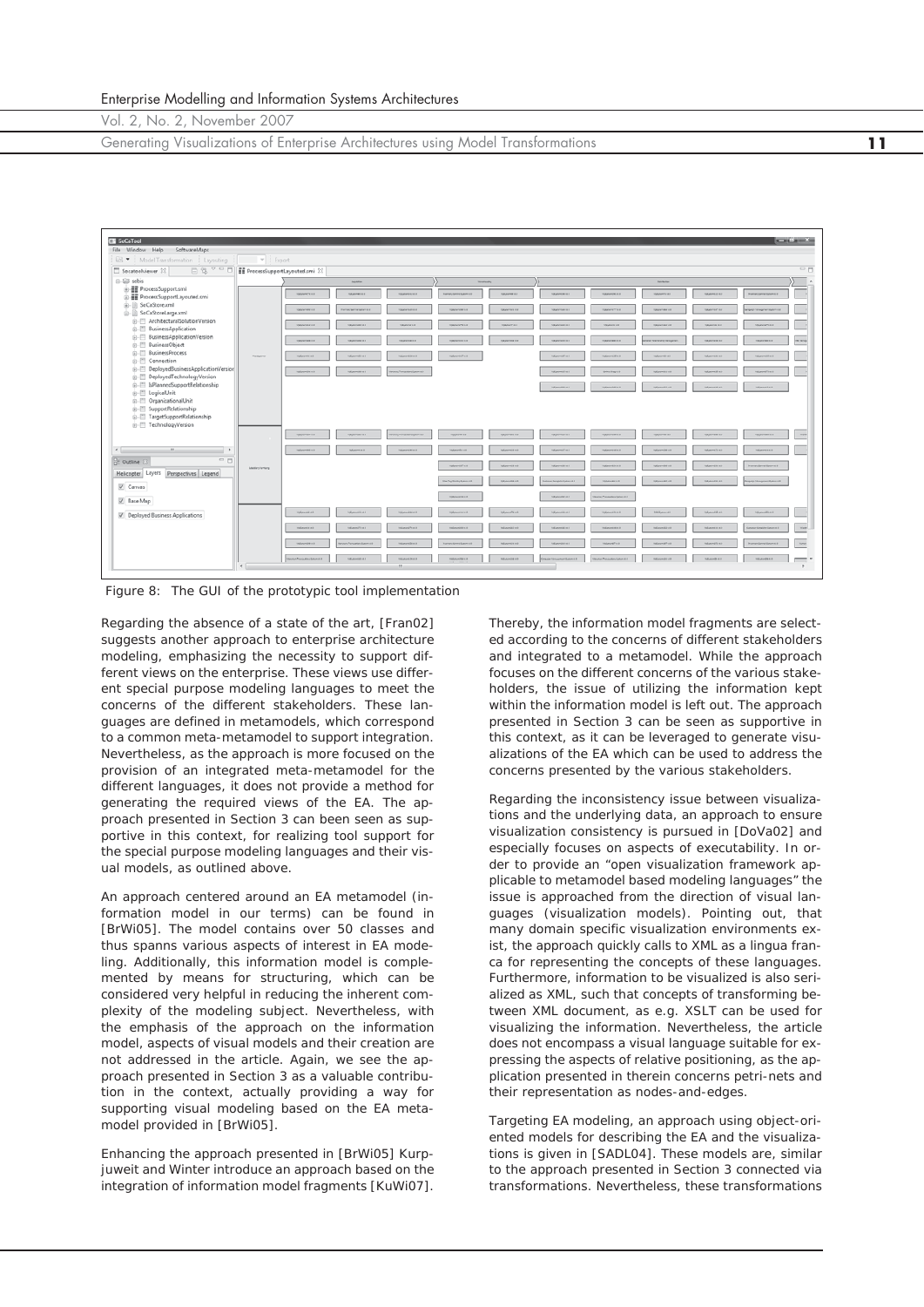Figure 8: The GUI of the prototypic tool implementation

Regarding the absence of a state of the art, [Fran02] suggests another approach to enterprise architecture modeling, emphasizing the necessity to support different views on the enterprise. These views use different special purpose modeling languages to meet the concerns of the different stakeholders. These languages are defined in metamodels, which correspond to a common meta-metamodel to support integration. Nevertheless, as the approach is more focused on the provision of an integrated meta-metamodel for the different languages, it does not provide a method for generating the required views of the EA. The approach presented in Section 3 can been seen as supportive in this context, for realizing tool support for the special purpose modeling languages and their visual models, as outlined above.

An approach centered around an EA metamodel (information model in our terms) can be found in [BrWi05]. The model contains over 50 classes and thus spanns various aspects of interest in EA modeling. Additionally, this information model is complemented by means for structuring, which can be considered very helpful in reducing the inherent complexity of the modeling subject. Nevertheless, with the emphasis of the approach on the information model, aspects of visual models and their creation are not addressed in the article. Again, we see the approach presented in Section 3 as a valuable contribution in the context, actually providing a way for supporting visual modeling based on the EA metamodel provided in [BrWi05].

Enhancing the approach presented in [BrWi05] Kurpjuweit and Winter introduce an approach based on the integration of information model fragments [KuWi07]. Thereby, the information model fragments are selected according to the concerns of different stakeholders and integrated to a metamodel. While the approach focuses on the different concerns of the various stakeholders, the issue of utilizing the information kept within the information model is left out. The approach presented in Section 3 can be seen as supportive in this context, as it can be leveraged to generate visualizations of the EA which can be used to address the concerns presented by the various stakeholders.

Regarding the inconsistency issue between visualizations and the underlying data, an approach to ensure visualization consistency is pursued in [DoVa02] and especially focuses on aspects of executability. In order to provide an "open visualization framework applicable to metamodel based modeling languages" the issue is approached from the direction of visual languages (visualization models). Pointing out, that many domain specific visualization environments exist, the approach quickly calls to XML as a lingua franca for representing the concepts of these languages. Furthermore, information to be visualized is also serialized as XML, such that concepts of transforming between XML document, as e.g. XSLT can be used for visualizing the information. Nevertheless, the article does not encompass a visual language suitable for expressing the aspects of relative positioning, as the application presented in therein concerns petri-nets and their representation as nodes-and-edges.

Targeting EA modeling, an approach using object-oriented models for describing the EA and the visualizations is given in [SADL04]. These models are, similar to the approach presented in Section 3 connected via transformations. Nevertheless, these transformations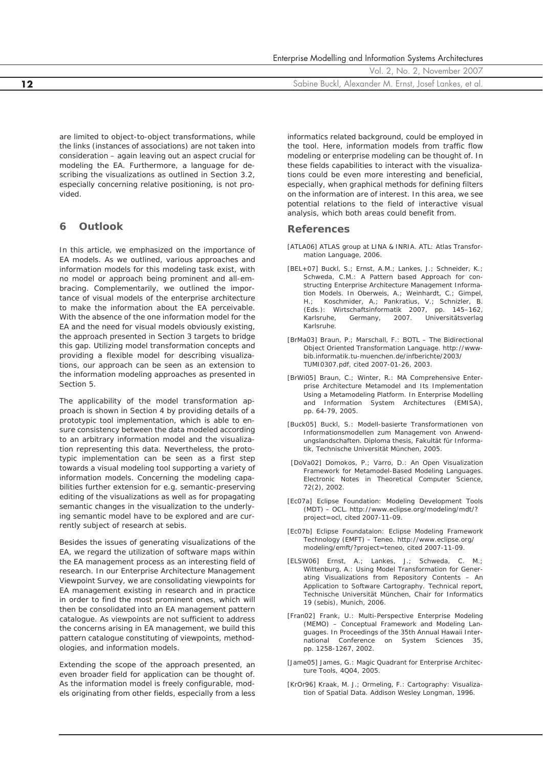are limited to object-to-object transformations, while the links (instances of associations) are not taken into consideration – again leaving out an aspect crucial for modeling the EA. Furthermore, a language for describing the visualizations as outlined in Section 3.2, especially concerning relative positioning, is not provided.

## 6 Outlook

In this article, we emphasized on the importance of EA models. As we outlined, various approaches and information models for this modeling task exist, with no model or approach being prominent and all-embracing. Complementarily, we outlined the importance of visual models of the enterprise architecture to make the information about the EA perceivable. With the absence of the one information model for the EA and the need for visual models obviously existing, the approach presented in Section 3 targets to bridge this gap. Utilizing model transformation concepts and providing a flexible model for describing visualizations, our approach can be seen as an extension to the information modeling approaches as presented in Section 5.

The applicability of the model transformation approach is shown in Section 4 by providing details of a prototypic tool implementation, which is able to ensure consistency between the data modeled according to an arbitrary information model and the visualization representing this data. Nevertheless, the prototypic implementation can be seen as a first step towards a visual modeling tool supporting a variety of information models. Concerning the modeling capabilities further extension for e.g. semantic-preserving editing of the visualizations as well as for propagating semantic changes in the visualization to the underlying semantic model have to be explored and are currently subject of research at sebis.

Besides the issues of generating visualizations of the EA, we regard the utilization of software maps within the EA management process as an interesting field of research. In our Enterprise Architecture Management Viewpoint Survey, we are consolidating viewpoints for EA management existing in research and in practice in order to find the most prominent ones, which will then be consolidated into an EA management pattern catalogue. As viewpoints are not sufficient to address the concerns arising in EA management, we build this pattern catalogue constituting of viewpoints, methodologies, and information models.

Extending the scope of the approach presented, an even broader field for application can be thought of. As the information model is freely configurable, models originating from other fields, especially from a less informatics related background, could be employed in the tool. Here, information models from traffic flow modeling or enterprise modeling can be thought of. In these fields capabilities to interact with the visualizations could be even more interesting and beneficial, especially, when graphical methods for defining filters on the information are of interest. In this area, we see potential relations to the field of interactive visual analysis, which both areas could benefit from.

## References

[ATLA06] ATLAS group at LINA & INRIA. ATL: Atlas Transformation Language, 2006.

[BEL+07] Buckl, S.; Ernst, A.M.; Lankes, J.; Schneider, K.; Schweda, C.M.: A Pattern based Approach for constructing Enterprise Architecture Management Information Models. In Oberweis, A.; Weinhardt, C.; Gimpel, H.; Koschmider, A.; Pankratius, V.; Schnizler, B. (Eds.): Wirtschaftsinformatik 2007, pp. 145–162, Karlsruhe, Germany, 2007. Universitätsverlag Karlsruhe.

[BrMa03] Braun, P.; Marschall, F.: BOTL – The Bidirectional Object Oriented Transformation Language. http://www-bib.informatik.tu-muenchen.de/infberichte/2003/TUMI0307.pdf, cited 2007-01-26, 2003.

[BrWi05] Braun, C.; Winter, R.: MA Comprehensive Enterprise Architecture Metamodel and Its Implementation Using a Metamodeling Platform. In Enterprise Modelling and Information System Architectures (EMISA), pp. 64-79, 2005.

[Buck05] Buckl, S.: Modell-basierte Transformationen von Informationsmodellen zum Management von Anwendungslandschaften. Diploma thesis, Fakultät für Informatik, Technische Universität München, 2005.

[DoVa02] Domokos, P.; Varro, D.: An Open Visualization Framework for Metamodel-Based Modeling Languages. Electronic Notes in Theoretical Computer Science, 72(2), 2002.

[Ec07a] Eclipse Foundation: Modeling Development Tools (MDT) – OCL. http://www.eclipse.org/modeling/mdt/?project=ocl, cited 2007-11-09.

[Ec07b] Eclipse Foundataion: Eclipse Modeling Framework Technology (EMFT) – Teneo. http://www.eclipse.org/modeling/emft/?project=teneo, cited 2007-11-09.

[ELSW06] Ernst, A.; Lankes, J.; Schweda, C. M.; Wittenburg, A.: Using Model Transformation for Generating Visualizations from Repository Contents – An Application to Software Cartography. Technical report, Technische Universität München, Chair for Informatics 19 (sebis), Munich, 2006.

[Fran02] Frank, U.: Multi-Perspective Enterprise Modeling (MEMO) – Conceptual Framework and Modeling Languages. In Proceedings of the 35th Annual Hawaii International Conference on System Sciences 35, pp. 1258-1267, 2002.

[Jame05] James, G.: Magic Quadrant for Enterprise Architecture Tools, 4Q04, 2005.

[KrOr96] Kraak, M. J.; Ormeling, F.: Cartography: Visualization of Spatial Data. Addison Wesley Longman, 1996.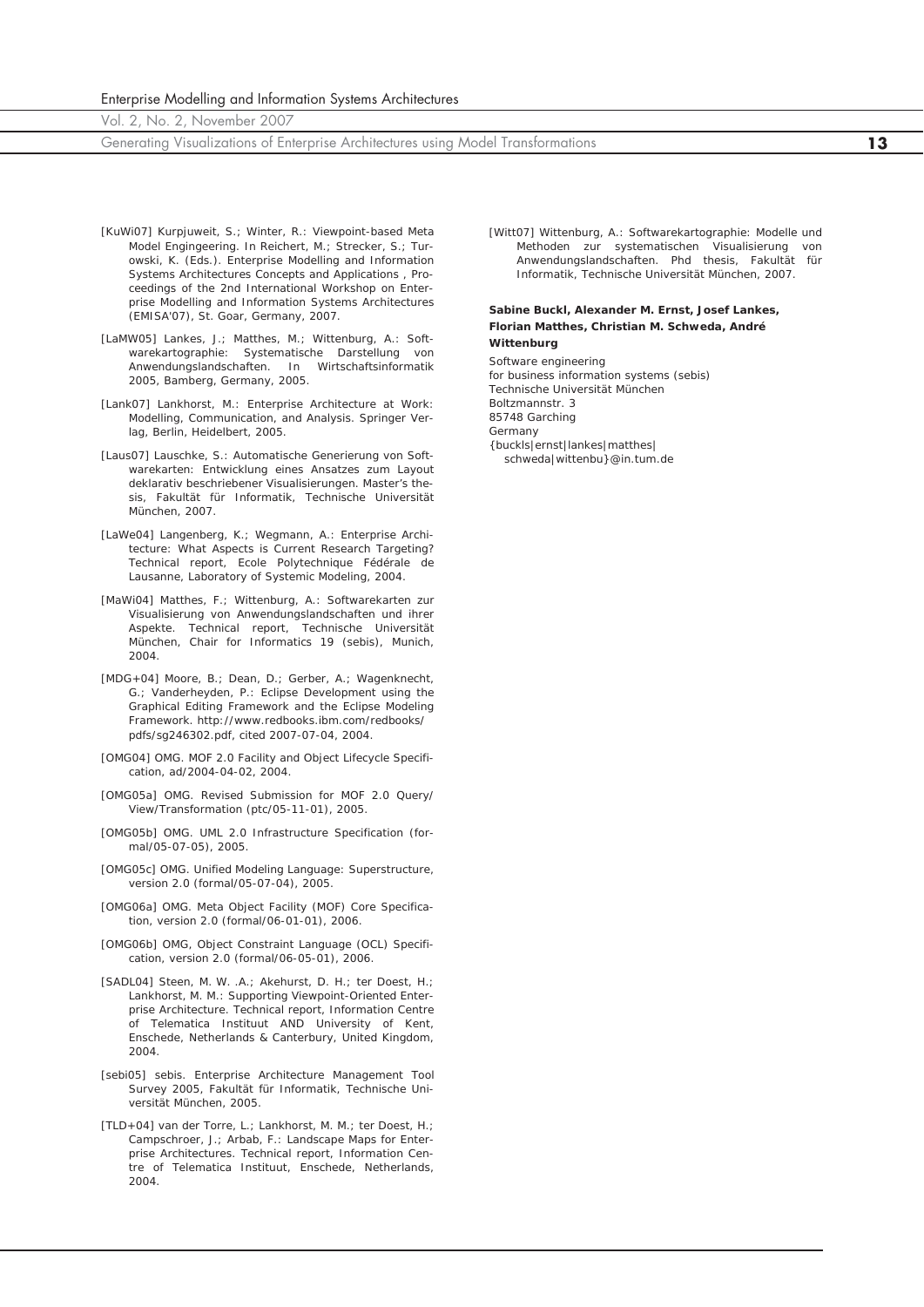[KuWi07] Kurpjuweit, S.; Winter, R.: Viewpoint-based Meta Model Engingeering. In Reichert, M.; Strecker, S.; Turowski, K. (Eds.). Enterprise Modelling and Information Systems Architectures Concepts and Applications , Proceedings of the 2nd International Workshop on Enterprise Modelling and Information Systems Architectures (EMISA'07), St. Goar, Germany, 2007.

[LaMW05] Lankes, J.; Matthes, M.; Wittenburg, A.: Softwarekartographie: Systematische Darstellung von Anwendungslandschaften. In Wirtschaftsinformatik 2005, Bamberg, Germany, 2005.

[Lank07] Lankhorst, M.: Enterprise Architecture at Work: Modelling, Communication, and Analysis. Springer Verlag, Berlin, Heidelbert, 2005.

[Laus07] Lauschke, S.: Automatische Generierung von Softwarekarten: Entwicklung eines Ansatzes zum Layout deklarativ beschriebener Visualisierungen. Master's thesis, Fakultät für Informatik, Technische Universität München, 2007.

[LaWe04] Langenberg, K.; Wegmann, A.: Enterprise Architecture: What Aspects is Current Research Targeting? Technical report, Ecole Polytechnique Fédérale de Lausanne, Laboratory of Systemic Modeling, 2004.

[MaWi04] Matthes, F.; Wittenburg, A.: Softwarekarten zur Visualisierung von Anwendungslandschaften und ihrer Aspekte. Technical report, Technische Universität München, Chair for Informatics 19 (sebis), Munich, 2004.

[MDG+04] Moore, B.; Dean, D.; Gerber, A.; Wagenknecht, G.; Vanderheyden, P.: Eclipse Development using the Graphical Editing Framework and the Eclipse Modeling Framework. http://www.redbooks.ibm.com/redbooks/pdfs/sg246302.pdf, cited 2007-07-04, 2004.

[OMG04] OMG. MOF 2.0 Facility and Object Lifecycle Specification, ad/2004-04-02, 2004.

[OMG05a] OMG. Revised Submission for MOF 2.0 Query/View/Transformation (ptc/05-11-01), 2005.

[OMG05b] OMG. UML 2.0 Infrastructure Specification (formal/05-07-05), 2005.

[OMG05c] OMG. Unified Modeling Language: Superstructure, version 2.0 (formal/05-07-04), 2005.

[OMG06a] OMG. Meta Object Facility (MOF) Core Specification, version 2.0 (formal/06-01-01), 2006.

[OMG06b] OMG, Object Constraint Language (OCL) Specification, version 2.0 (formal/06-05-01), 2006.

[SADL04] Steen, M. W. .A.; Akehurst, D. H.; ter Doest, H.; Lankhorst, M. M.: Supporting Viewpoint-Oriented Enterprise Architecture. Technical report, Information Centre of Telematica Instituut AND University of Kent, Enschede, Netherlands & Canterbury, United Kingdom, 2004.

[sebi05] sebis. Enterprise Architecture Management Tool Survey 2005, Fakultät für Informatik, Technische Universität München, 2005.

[TLD+04] van der Torre, L.; Lankhorst, M. M.; ter Doest, H.; Campschroer, J.; Arbab, F.: Landscape Maps for Enterprise Architectures. Technical report, Information Centre of Telematica Instituut, Enschede, Netherlands, 2004.

[Witt07] Wittenburg, A.: Softwarekartographie: Modelle und Methoden zur systematischen Visualisierung von Anwendungslandschaften. Phd thesis, Fakultät für Informatik, Technische Universität München, 2007.

**Sabine Buckl, Alexander M. Ernst, Josef Lankes, Florian Matthes, Christian M. Schweda, André Wittenburg**

Software engineering
for business information systems (sebis)
Technische Universität München
Boltzmannstr. 3
85748 Garching
Germany
{buckls|ernst|lankes|matthes|schweda|wittenbu}@in.tum.de